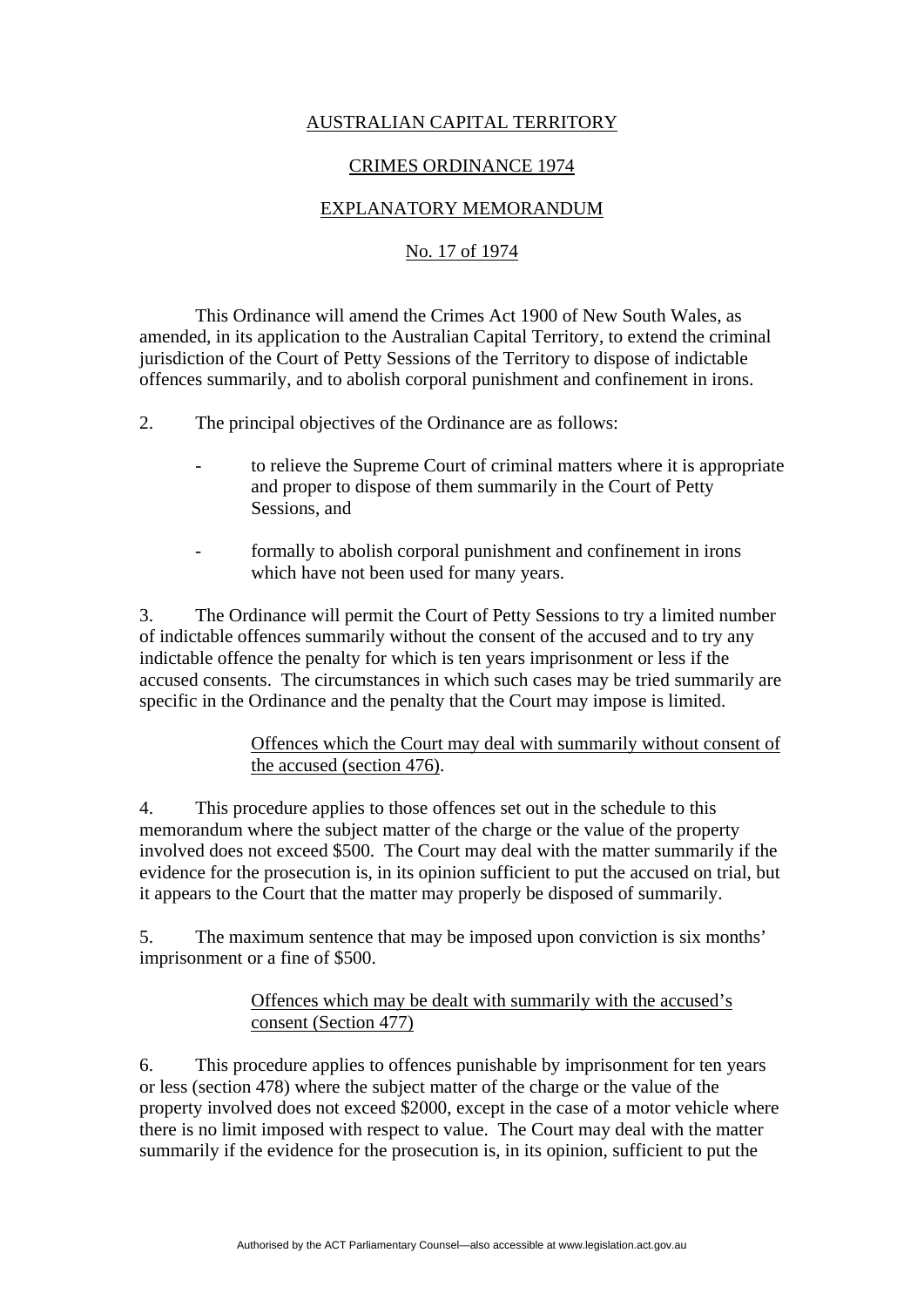AUSTRALIAN CAPITAL TERRITORY

CRIMES ORDINANCE 1974

EXPLANATORY MEMORANDUM

No. 17 of 1974

This Ordinance will amend the Crimes Act 1900 of New South Wales, as amended, in its application to the Australian Capital Territory, to extend the criminal jurisdiction of the Court of Petty Sessions of the Territory to dispose of indictable offences summarily, and to abolish corporal punishment and confinement in irons.

2. The principal objectives of the Ordinance are as follows:

- to relieve the Supreme Court of criminal matters where it is appropriate and proper to dispose of them summarily in the Court of Petty Sessions, and
- formally to abolish corporal punishment and confinement in irons which have not been used for many years.

3. The Ordinance will permit the Court of Petty Sessions to try a limited number of indictable offences summarily without the consent of the accused and to try any indictable offence the penalty for which is ten years imprisonment or less if the accused consents. The circumstances in which such cases may be tried summarily are specific in the Ordinance and the penalty that the Court may impose is limited.

Offences which the Court may deal with summarily without consent of the accused (section 476).

4. This procedure applies to those offences set out in the schedule to this memorandum where the subject matter of the charge or the value of the property involved does not exceed $500. The Court may deal with the matter summarily if the evidence for the prosecution is, in its opinion sufficient to put the accused on trial, but it appears to the Court that the matter may properly be disposed of summarily.

5. The maximum sentence that may be imposed upon conviction is six months' imprisonment or a fine of $500.

Offences which may be dealt with summarily with the accused's consent (Section 477)

6. This procedure applies to offences punishable by imprisonment for ten years or less (section 478) where the subject matter of the charge or the value of the property involved does not exceed $2000, except in the case of a motor vehicle where there is no limit imposed with respect to value. The Court may deal with the matter summarily if the evidence for the prosecution is, in its opinion, sufficient to put the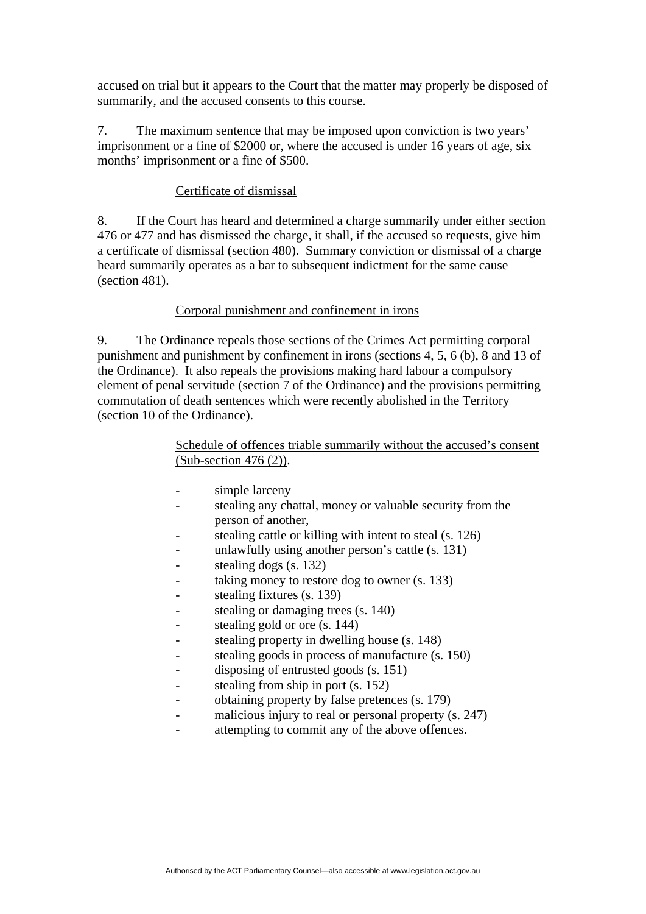accused on trial but it appears to the Court that the matter may properly be disposed of summarily, and the accused consents to this course.

7. The maximum sentence that may be imposed upon conviction is two years' imprisonment or a fine of $2000 or, where the accused is under 16 years of age, six months' imprisonment or a fine of $500.

<u>Certificate of dismissal</u>

8. If the Court has heard and determined a charge summarily under either section 476 or 477 and has dismissed the charge, it shall, if the accused so requests, give him a certificate of dismissal (section 480). Summary conviction or dismissal of a charge heard summarily operates as a bar to subsequent indictment for the same cause (section 481).

<u>Corporal punishment and confinement in irons</u>

9. The Ordinance repeals those sections of the Crimes Act permitting corporal punishment and punishment by confinement in irons (sections 4, 5, 6 (b), 8 and 13 of the Ordinance). It also repeals the provisions making hard labour a compulsory element of penal servitude (section 7 of the Ordinance) and the provisions permitting commutation of death sentences which were recently abolished in the Territory (section 10 of the Ordinance).

<u>Schedule of offences triable summarily without the accused's consent (Sub-section 476 (2))</u>.

- simple larceny
- stealing any chattal, money or valuable security from the person of another,
- stealing cattle or killing with intent to steal (s. 126)
- unlawfully using another person's cattle (s. 131)
- stealing dogs (s. 132)
- taking money to restore dog to owner (s. 133)
- stealing fixtures (s. 139)
- stealing or damaging trees (s. 140)
- stealing gold or ore (s. 144)
- stealing property in dwelling house (s. 148)
- stealing goods in process of manufacture (s. 150)
- disposing of entrusted goods (s. 151)
- stealing from ship in port (s. 152)
- obtaining property by false pretences (s. 179)
- malicious injury to real or personal property (s. 247)
- attempting to commit any of the above offences.